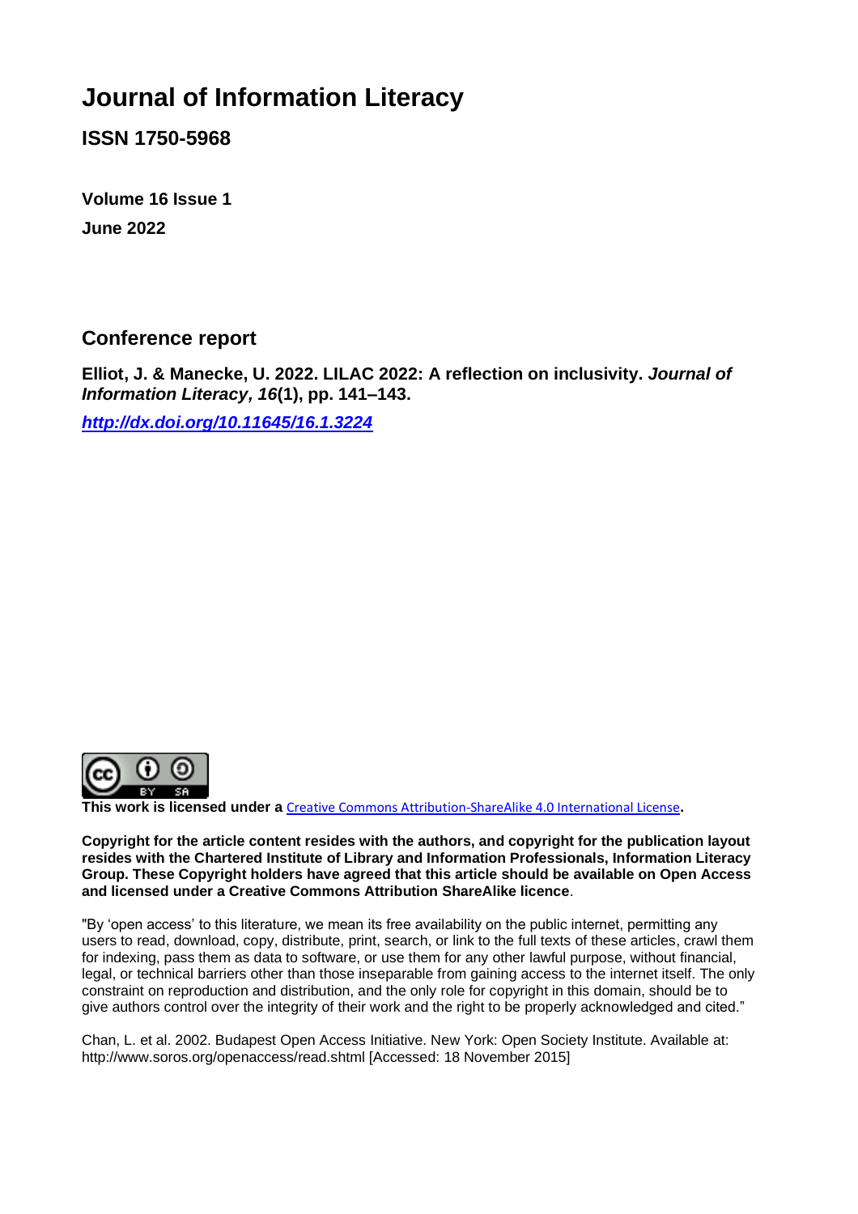# Journal of Information Literacy

**ISSN 1750-5968**

**Volume 16 Issue 1**

**June 2022**

## Conference report

**Elliot, J. & Manecke, U. 2022. LILAC 2022: A reflection on inclusivity. *Journal of Information Literacy, 16*(1), pp. 141–143.**

***http://dx.doi.org/10.11645/16.1.3224***

**This work is licensed under a** Creative Commons Attribution-ShareAlike 4.0 International License**.**

**Copyright for the article content resides with the authors, and copyright for the publication layout resides with the Chartered Institute of Library and Information Professionals, Information Literacy Group. These Copyright holders have agreed that this article should be available on Open Access and licensed under a Creative Commons Attribution ShareAlike licence**.

"By 'open access' to this literature, we mean its free availability on the public internet, permitting any users to read, download, copy, distribute, print, search, or link to the full texts of these articles, crawl them for indexing, pass them as data to software, or use them for any other lawful purpose, without financial, legal, or technical barriers other than those inseparable from gaining access to the internet itself. The only constraint on reproduction and distribution, and the only role for copyright in this domain, should be to give authors control over the integrity of their work and the right to be properly acknowledged and cited."

Chan, L. et al. 2002. Budapest Open Access Initiative. New York: Open Society Institute. Available at: http://www.soros.org/openaccess/read.shtml [Accessed: 18 November 2015]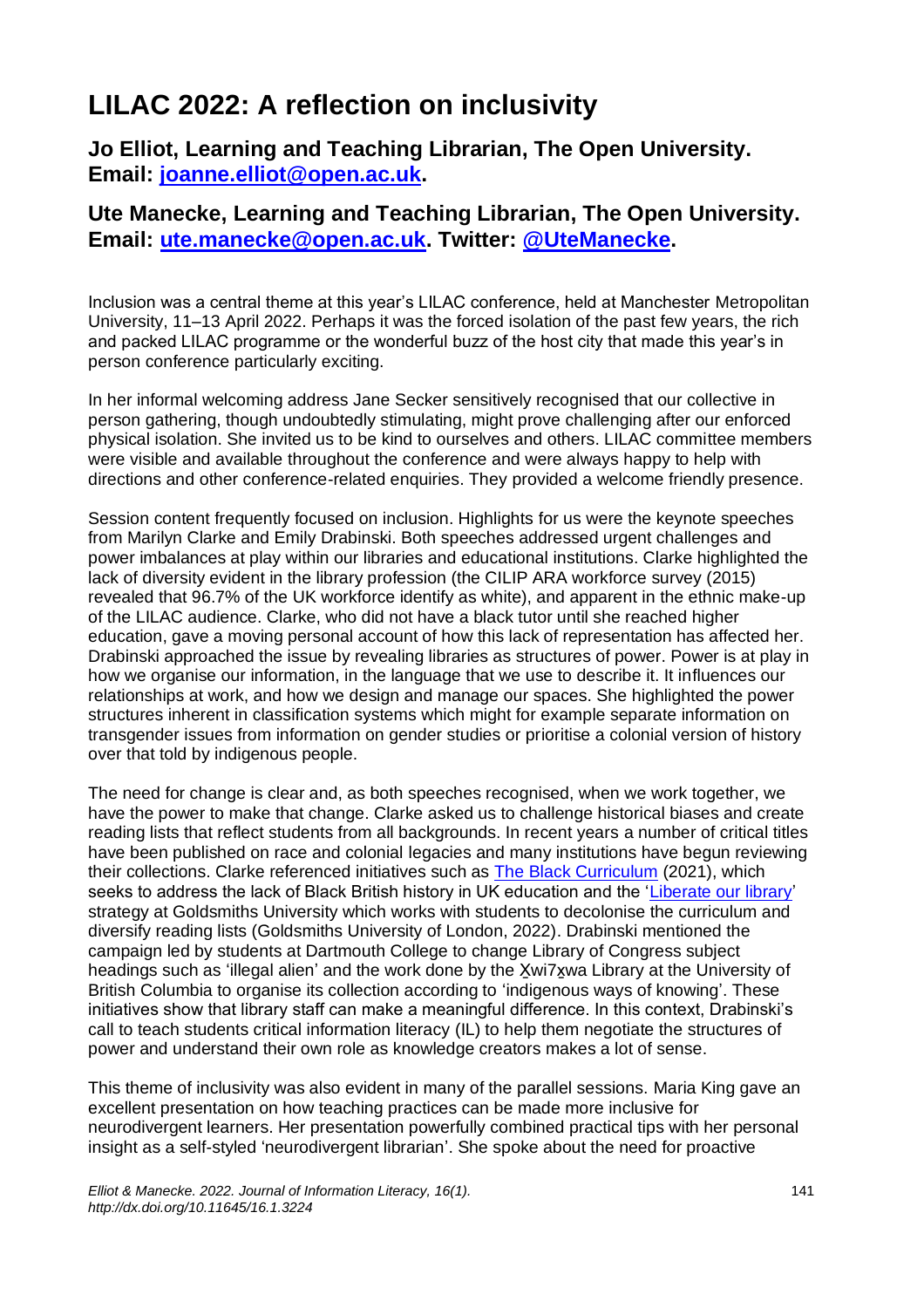# LILAC 2022: A reflection on inclusivity

## Jo Elliot, Learning and Teaching Librarian, The Open University. Email: [joanne.elliot@open.ac.uk](mailto:joanne.elliot@open.ac.uk).

## Ute Manecke, Learning and Teaching Librarian, The Open University. Email: [ute.manecke@open.ac.uk](mailto:ute.manecke@open.ac.uk). Twitter: [@UteManecke](https://twitter.com/UteManecke).

Inclusion was a central theme at this year's LILAC conference, held at Manchester Metropolitan University, 11–13 April 2022. Perhaps it was the forced isolation of the past few years, the rich and packed LILAC programme or the wonderful buzz of the host city that made this year's in person conference particularly exciting.

In her informal welcoming address Jane Secker sensitively recognised that our collective in person gathering, though undoubtedly stimulating, might prove challenging after our enforced physical isolation. She invited us to be kind to ourselves and others. LILAC committee members were visible and available throughout the conference and were always happy to help with directions and other conference-related enquiries. They provided a welcome friendly presence.

Session content frequently focused on inclusion. Highlights for us were the keynote speeches from Marilyn Clarke and Emily Drabinski. Both speeches addressed urgent challenges and power imbalances at play within our libraries and educational institutions. Clarke highlighted the lack of diversity evident in the library profession (the CILIP ARA workforce survey (2015) revealed that 96.7% of the UK workforce identify as white), and apparent in the ethnic make-up of the LILAC audience. Clarke, who did not have a black tutor until she reached higher education, gave a moving personal account of how this lack of representation has affected her. Drabinski approached the issue by revealing libraries as structures of power. Power is at play in how we organise our information, in the language that we use to describe it. It influences our relationships at work, and how we design and manage our spaces. She highlighted the power structures inherent in classification systems which might for example separate information on transgender issues from information on gender studies or prioritise a colonial version of history over that told by indigenous people.

The need for change is clear and, as both speeches recognised, when we work together, we have the power to make that change. Clarke asked us to challenge historical biases and create reading lists that reflect students from all backgrounds. In recent years a number of critical titles have been published on race and colonial legacies and many institutions have begun reviewing their collections. Clarke referenced initiatives such as [The Black Curriculum](https://theblackcurriculum.com/) (2021), which seeks to address the lack of Black British history in UK education and the '[Liberate our library](https://www.gold.ac.uk/library/about/liberate-our-library/)' strategy at Goldsmiths University which works with students to decolonise the curriculum and diversify reading lists (Goldsmiths University of London, 2022). Drabinski mentioned the campaign led by students at Dartmouth College to change Library of Congress subject headings such as 'illegal alien' and the work done by the X̱wi7x̱wa Library at the University of British Columbia to organise its collection according to 'indigenous ways of knowing'. These initiatives show that library staff can make a meaningful difference. In this context, Drabinski's call to teach students critical information literacy (IL) to help them negotiate the structures of power and understand their own role as knowledge creators makes a lot of sense.

This theme of inclusivity was also evident in many of the parallel sessions. Maria King gave an excellent presentation on how teaching practices can be made more inclusive for neurodivergent learners. Her presentation powerfully combined practical tips with her personal insight as a self-styled 'neurodivergent librarian'. She spoke about the need for proactive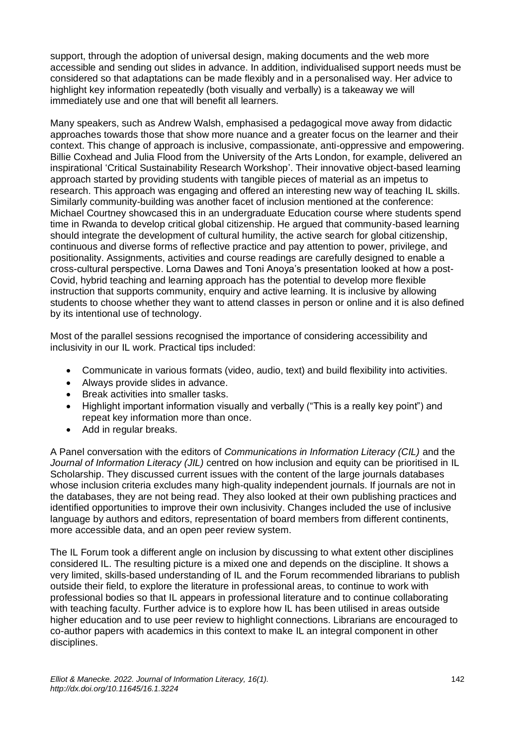support, through the adoption of universal design, making documents and the web more accessible and sending out slides in advance. In addition, individualised support needs must be considered so that adaptations can be made flexibly and in a personalised way. Her advice to highlight key information repeatedly (both visually and verbally) is a takeaway we will immediately use and one that will benefit all learners.

Many speakers, such as Andrew Walsh, emphasised a pedagogical move away from didactic approaches towards those that show more nuance and a greater focus on the learner and their context. This change of approach is inclusive, compassionate, anti-oppressive and empowering. Billie Coxhead and Julia Flood from the University of the Arts London, for example, delivered an inspirational 'Critical Sustainability Research Workshop'. Their innovative object-based learning approach started by providing students with tangible pieces of material as an impetus to research. This approach was engaging and offered an interesting new way of teaching IL skills. Similarly community-building was another facet of inclusion mentioned at the conference: Michael Courtney showcased this in an undergraduate Education course where students spend time in Rwanda to develop critical global citizenship. He argued that community-based learning should integrate the development of cultural humility, the active search for global citizenship, continuous and diverse forms of reflective practice and pay attention to power, privilege, and positionality. Assignments, activities and course readings are carefully designed to enable a cross-cultural perspective. Lorna Dawes and Toni Anoya's presentation looked at how a post-Covid, hybrid teaching and learning approach has the potential to develop more flexible instruction that supports community, enquiry and active learning. It is inclusive by allowing students to choose whether they want to attend classes in person or online and it is also defined by its intentional use of technology.

Most of the parallel sessions recognised the importance of considering accessibility and inclusivity in our IL work. Practical tips included:

- Communicate in various formats (video, audio, text) and build flexibility into activities.
- Always provide slides in advance.
- Break activities into smaller tasks.
- Highlight important information visually and verbally ("This is a really key point") and repeat key information more than once.
- Add in regular breaks.

A Panel conversation with the editors of *Communications in Information Literacy (CIL)* and the *Journal of Information Literacy (JIL)* centred on how inclusion and equity can be prioritised in IL Scholarship. They discussed current issues with the content of the large journals databases whose inclusion criteria excludes many high-quality independent journals. If journals are not in the databases, they are not being read. They also looked at their own publishing practices and identified opportunities to improve their own inclusivity. Changes included the use of inclusive language by authors and editors, representation of board members from different continents, more accessible data, and an open peer review system.

The IL Forum took a different angle on inclusion by discussing to what extent other disciplines considered IL. The resulting picture is a mixed one and depends on the discipline. It shows a very limited, skills-based understanding of IL and the Forum recommended librarians to publish outside their field, to explore the literature in professional areas, to continue to work with professional bodies so that IL appears in professional literature and to continue collaborating with teaching faculty. Further advice is to explore how IL has been utilised in areas outside higher education and to use peer review to highlight connections. Librarians are encouraged to co-author papers with academics in this context to make IL an integral component in other disciplines.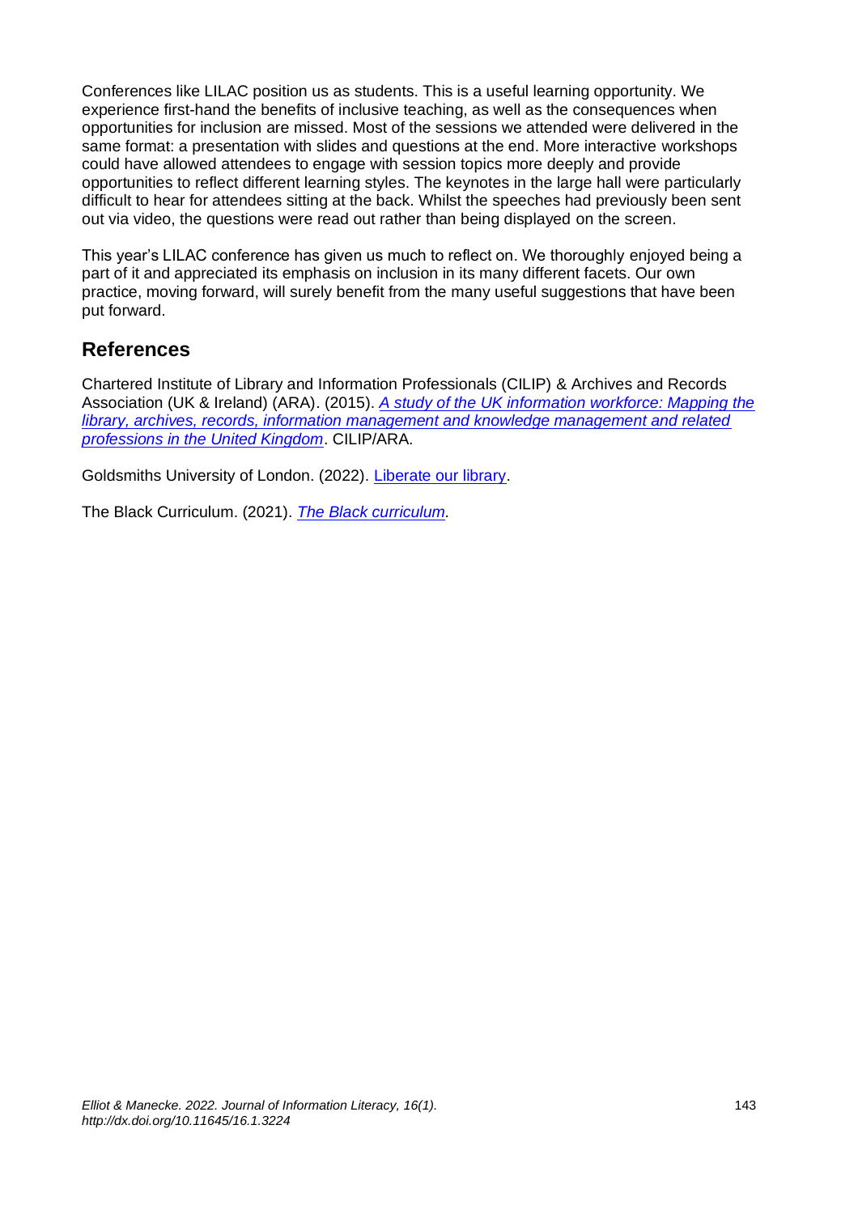Conferences like LILAC position us as students. This is a useful learning opportunity. We experience first-hand the benefits of inclusive teaching, as well as the consequences when opportunities for inclusion are missed. Most of the sessions we attended were delivered in the same format: a presentation with slides and questions at the end. More interactive workshops could have allowed attendees to engage with session topics more deeply and provide opportunities to reflect different learning styles. The keynotes in the large hall were particularly difficult to hear for attendees sitting at the back. Whilst the speeches had previously been sent out via video, the questions were read out rather than being displayed on the screen.

This year's LILAC conference has given us much to reflect on. We thoroughly enjoyed being a part of it and appreciated its emphasis on inclusion in its many different facets. Our own practice, moving forward, will surely benefit from the many useful suggestions that have been put forward.

## References

Chartered Institute of Library and Information Professionals (CILIP) & Archives and Records Association (UK & Ireland) (ARA). (2015). *A study of the UK information workforce: Mapping the library, archives, records, information management and knowledge management and related professions in the United Kingdom*. CILIP/ARA.

Goldsmiths University of London. (2022). Liberate our library.

The Black Curriculum. (2021). *The Black curriculum.*